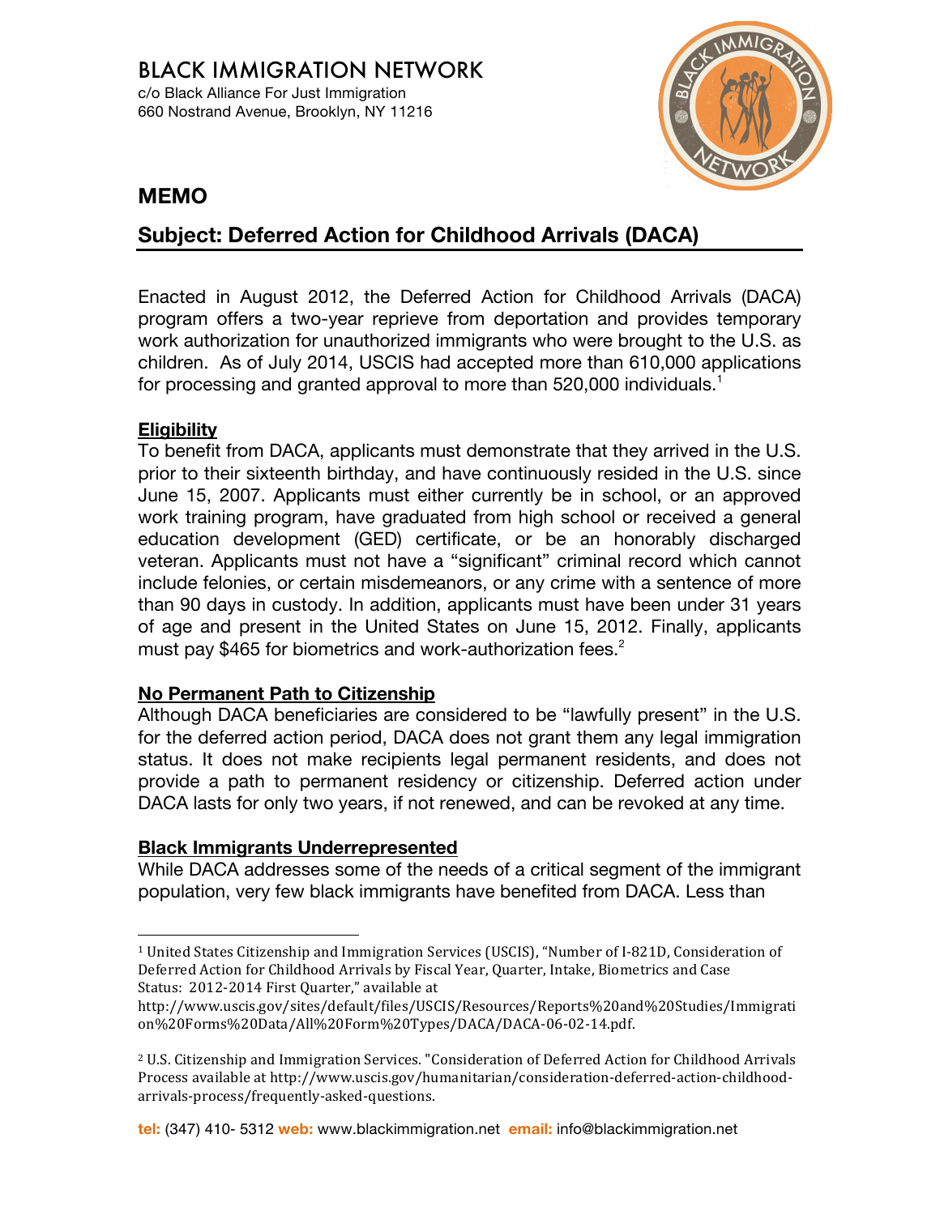# BLACK IMMIGRATION NETWORK

c/o Black Alliance For Just Immigration
660 Nostrand Avenue, Brooklyn, NY 11216

## MEMO

## Subject: Deferred Action for Childhood Arrivals (DACA)

Enacted in August 2012, the Deferred Action for Childhood Arrivals (DACA) program offers a two-year reprieve from deportation and provides temporary work authorization for unauthorized immigrants who were brought to the U.S. as children. As of July 2014, USCIS had accepted more than 610,000 applications for processing and granted approval to more than 520,000 individuals.[1]

### Eligibility

To benefit from DACA, applicants must demonstrate that they arrived in the U.S. prior to their sixteenth birthday, and have continuously resided in the U.S. since June 15, 2007. Applicants must either currently be in school, or an approved work training program, have graduated from high school or received a general education development (GED) certificate, or be an honorably discharged veteran. Applicants must not have a "significant" criminal record which cannot include felonies, or certain misdemeanors, or any crime with a sentence of more than 90 days in custody. In addition, applicants must have been under 31 years of age and present in the United States on June 15, 2012. Finally, applicants must pay $465 for biometrics and work-authorization fees.[2]

### No Permanent Path to Citizenship

Although DACA beneficiaries are considered to be "lawfully present" in the U.S. for the deferred action period, DACA does not grant them any legal immigration status. It does not make recipients legal permanent residents, and does not provide a path to permanent residency or citizenship. Deferred action under DACA lasts for only two years, if not renewed, and can be revoked at any time.

### Black Immigrants Underrepresented

While DACA addresses some of the needs of a critical segment of the immigrant population, very few black immigrants have benefited from DACA. Less than

---

[1] United States Citizenship and Immigration Services (USCIS), "Number of I-821D, Consideration of Deferred Action for Childhood Arrivals by Fiscal Year, Quarter, Intake, Biometrics and Case Status: 2012-2014 First Quarter," available at http://www.uscis.gov/sites/default/files/USCIS/Resources/Reports%20and%20Studies/Immigration%20Forms%20Data/All%20Form%20Types/DACA/DACA-06-02-14.pdf.

[2] U.S. Citizenship and Immigration Services. "Consideration of Deferred Action for Childhood Arrivals Process available at http://www.uscis.gov/humanitarian/consideration-deferred-action-childhood-arrivals-process/frequently-asked-questions.

**tel:** (347) 410- 5312 **web:** www.blackimmigration.net **email:** info@blackimmigration.net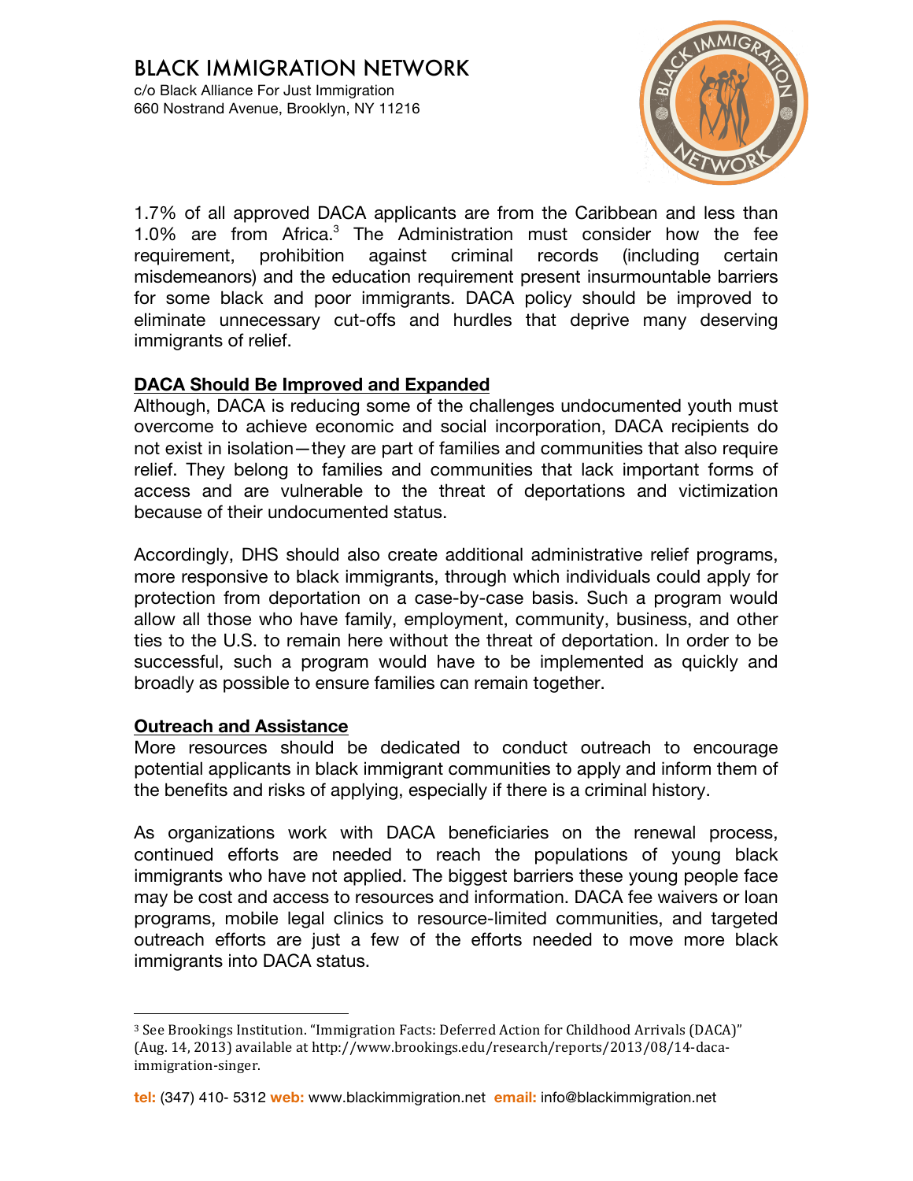1.7% of all approved DACA applicants are from the Caribbean and less than 1.0% are from Africa.[3] The Administration must consider how the fee requirement, prohibition against criminal records (including certain misdemeanors) and the education requirement present insurmountable barriers for some black and poor immigrants. DACA policy should be improved to eliminate unnecessary cut-offs and hurdles that deprive many deserving immigrants of relief.

**DACA Should Be Improved and Expanded**

Although, DACA is reducing some of the challenges undocumented youth must overcome to achieve economic and social incorporation, DACA recipients do not exist in isolation—they are part of families and communities that also require relief. They belong to families and communities that lack important forms of access and are vulnerable to the threat of deportations and victimization because of their undocumented status.

Accordingly, DHS should also create additional administrative relief programs, more responsive to black immigrants, through which individuals could apply for protection from deportation on a case-by-case basis. Such a program would allow all those who have family, employment, community, business, and other ties to the U.S. to remain here without the threat of deportation. In order to be successful, such a program would have to be implemented as quickly and broadly as possible to ensure families can remain together.

**Outreach and Assistance**

More resources should be dedicated to conduct outreach to encourage potential applicants in black immigrant communities to apply and inform them of the benefits and risks of applying, especially if there is a criminal history.

As organizations work with DACA beneficiaries on the renewal process, continued efforts are needed to reach the populations of young black immigrants who have not applied. The biggest barriers these young people face may be cost and access to resources and information. DACA fee waivers or loan programs, mobile legal clinics to resource-limited communities, and targeted outreach efforts are just a few of the efforts needed to move more black immigrants into DACA status.

---

[3] See Brookings Institution. "Immigration Facts: Deferred Action for Childhood Arrivals (DACA)" (Aug. 14, 2013) available at http://www.brookings.edu/research/reports/2013/08/14-daca-immigration-singer.